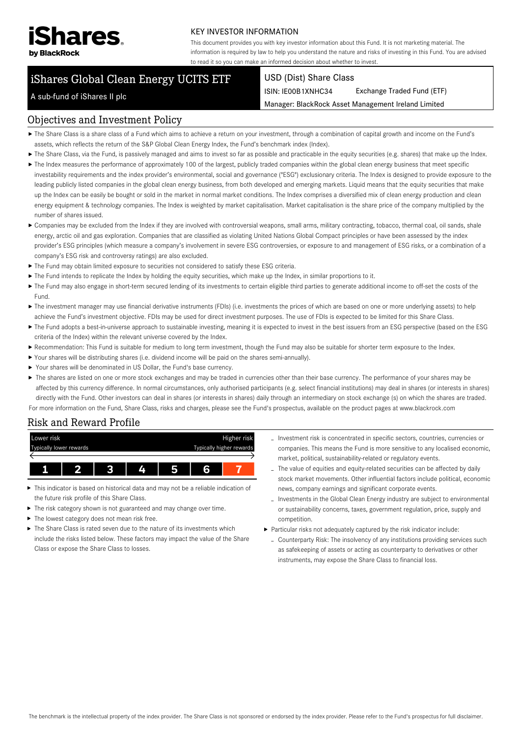iShares by BlackRock

KEY INVESTOR INFORMATION

This document provides you with key investor information about this Fund. It is not marketing material. The information is required by law to help you understand the nature and risks of investing in this Fund. You are advised to read it so you can make an informed decision about whether to invest.

# iShares Global Clean Energy UCITS ETF

A sub-fund of iShares II plc

USD (Dist) Share Class

ISIN: IE00B1XNHC34 Exchange Traded Fund (ETF)

Manager: BlackRock Asset Management Ireland Limited

## Objectives and Investment Policy

- The Share Class is a share class of a Fund which aims to achieve a return on your investment, through a combination of capital growth and income on the Fund's assets, which reflects the return of the S&P Global Clean Energy Index, the Fund's benchmark index (Index).
- The Share Class, via the Fund, is passively managed and aims to invest so far as possible and practicable in the equity securities (e.g. shares) that make up the Index.
- The Index measures the performance of approximately 100 of the largest, publicly traded companies within the global clean energy business that meet specific investability requirements and the index provider's environmental, social and governance ("ESG") exclusionary criteria. The Index is designed to provide exposure to the leading publicly listed companies in the global clean energy business, from both developed and emerging markets. Liquid means that the equity securities that make up the Index can be easily be bought or sold in the market in normal market conditions. The Index comprises a diversified mix of clean energy production and clean energy equipment & technology companies. The Index is weighted by market capitalisation. Market capitalisation is the share price of the company multiplied by the number of shares issued.
- Companies may be excluded from the Index if they are involved with controversial weapons, small arms, military contracting, tobacco, thermal coal, oil sands, shale energy, arctic oil and gas exploration. Companies that are classified as violating United Nations Global Compact principles or have been assessed by the index provider's ESG principles (which measure a company's involvement in severe ESG controversies, or exposure to and management of ESG risks, or a combination of a company's ESG risk and controversy ratings) are also excluded.
- The Fund may obtain limited exposure to securities not considered to satisfy these ESG criteria.
- The Fund intends to replicate the Index by holding the equity securities, which make up the Index, in similar proportions to it.
- The Fund may also engage in short-term secured lending of its investments to certain eligible third parties to generate additional income to off-set the costs of the Fund.
- The investment manager may use financial derivative instruments (FDIs) (i.e. investments the prices of which are based on one or more underlying assets) to help achieve the Fund's investment objective. FDIs may be used for direct investment purposes. The use of FDIs is expected to be limited for this Share Class.
- The Fund adopts a best-in-universe approach to sustainable investing, meaning it is expected to invest in the best issuers from an ESG perspective (based on the ESG criteria of the Index) within the relevant universe covered by the Index.
- Recommendation: This Fund is suitable for medium to long term investment, though the Fund may also be suitable for shorter term exposure to the Index.
- Your shares will be distributing shares (i.e. dividend income will be paid on the shares semi-annually).
- Your shares will be denominated in US Dollar, the Fund's base currency.
- The shares are listed on one or more stock exchanges and may be traded in currencies other than their base currency. The performance of your shares may be affected by this currency difference. In normal circumstances, only authorised participants (e.g. select financial institutions) may deal in shares (or interests in shares) directly with the Fund. Other investors can deal in shares (or interests in shares) daily through an intermediary on stock exchange (s) on which the shares are traded.

For more information on the Fund, Share Class, risks and charges, please see the Fund's prospectus, available on the product pages at www.blackrock.com

## Risk and Reward Profile

| Lower risk | | | | | | Higher risk |
|---|---|---|---|---|---|---|
| Typically lower rewards | | | | | | Typically higher rewards |
| 1 | 2 | 3 | 4 | 5 | 6 | **7** |

- This indicator is based on historical data and may not be a reliable indication of the future risk profile of this Share Class.
- The risk category shown is not guaranteed and may change over time.
- The lowest category does not mean risk free.
- The Share Class is rated seven due to the nature of its investments which include the risks listed below. These factors may impact the value of the Share Class or expose the Share Class to losses.
  - Investment risk is concentrated in specific sectors, countries, currencies or companies. This means the Fund is more sensitive to any localised economic, market, political, sustainability-related or regulatory events.
  - The value of equities and equity-related securities can be affected by daily stock market movements. Other influential factors include political, economic news, company earnings and significant corporate events.
  - Investments in the Global Clean Energy industry are subject to environmental or sustainability concerns, taxes, government regulation, price, supply and competition.
- Particular risks not adequately captured by the risk indicator include:
  - Counterparty Risk: The insolvency of any institutions providing services such as safekeeping of assets or acting as counterparty to derivatives or other instruments, may expose the Share Class to financial loss.

The benchmark is the intellectual property of the index provider. The Share Class is not sponsored or endorsed by the index provider. Please refer to the Fund's prospectus for full disclaimer.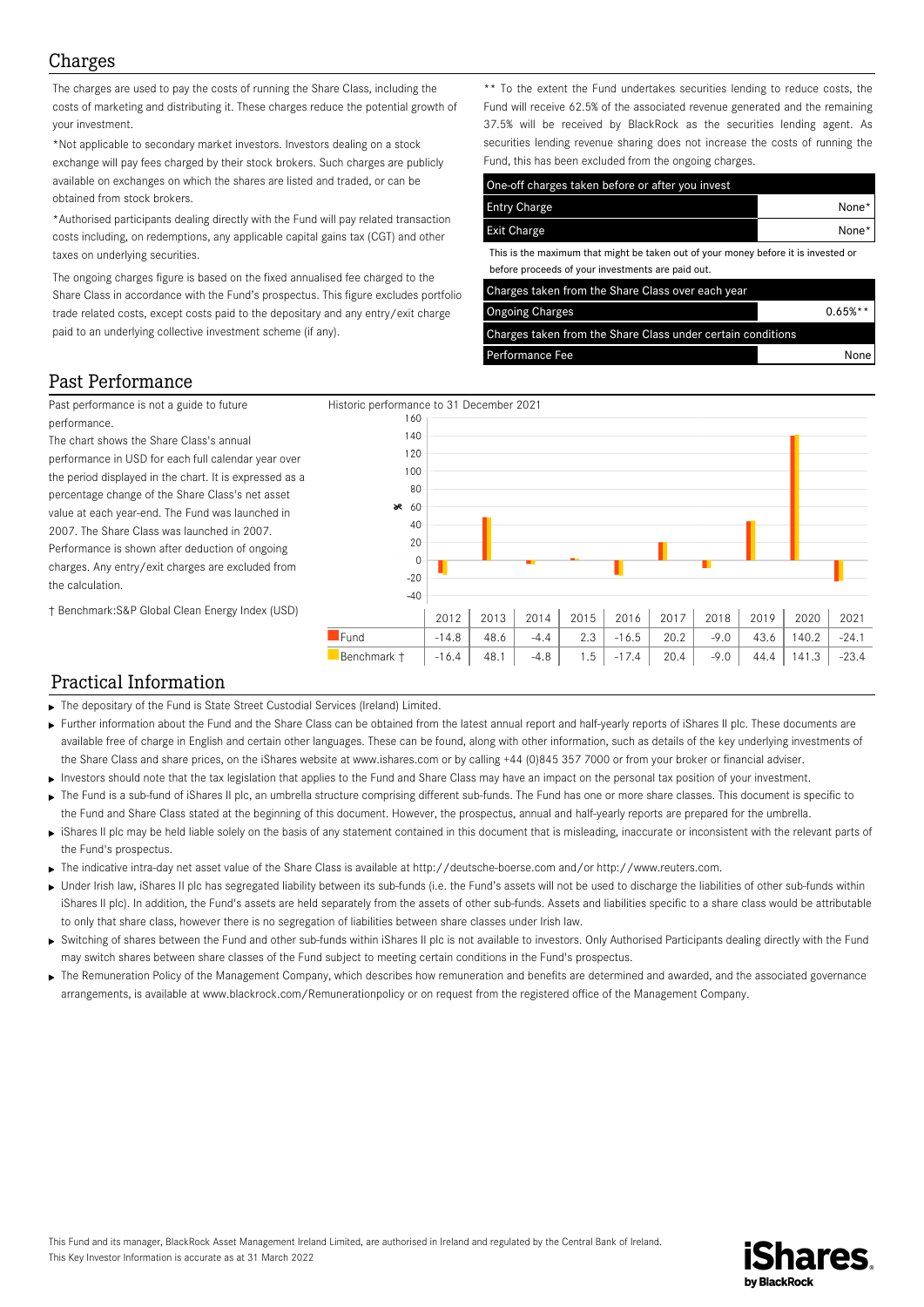## Charges

The charges are used to pay the costs of running the Share Class, including the costs of marketing and distributing it. These charges reduce the potential growth of your investment.

*Not applicable to secondary market investors. Investors dealing on a stock exchange will pay fees charged by their stock brokers. Such charges are publicly available on exchanges on which the shares are listed and traded, or can be obtained from stock brokers.

*Authorised participants dealing directly with the Fund will pay related transaction costs including, on redemptions, any applicable capital gains tax (CGT) and other taxes on underlying securities.

The ongoing charges figure is based on the fixed annualised fee charged to the Share Class in accordance with the Fund's prospectus. This figure excludes portfolio trade related costs, except costs paid to the depositary and any entry/exit charge paid to an underlying collective investment scheme (if any).

** To the extent the Fund undertakes securities lending to reduce costs, the Fund will receive 62.5% of the associated revenue generated and the remaining 37.5% will be received by BlackRock as the securities lending agent. As securities lending revenue sharing does not increase the costs of running the Fund, this has been excluded from the ongoing charges.

| One-off charges taken before or after you invest | |
|---|---|
| Entry Charge | None* |
| Exit Charge | None* |

This is the maximum that might be taken out of your money before it is invested or before proceeds of your investments are paid out.

| Charges taken from the Share Class over each year | |
|---|---|
| Ongoing Charges | 0.65%** |

| Charges taken from the Share Class under certain conditions | |
|---|---|
| Performance Fee | None |

## Past Performance

Past performance is not a guide to future performance.

The chart shows the Share Class's annual performance in USD for each full calendar year over the period displayed in the chart. It is expressed as a percentage change of the Share Class's net asset value at each year-end. The Fund was launched in 2007. The Share Class was launched in 2007.

Performance is shown after deduction of ongoing charges. Any entry/exit charges are excluded from the calculation.

† Benchmark:S&P Global Clean Energy Index (USD)

Historic performance to 31 December 2021

%

160
140
120
100
80
60
40
20
0
-20
-40

| | 2012 | 2013 | 2014 | 2015 | 2016 | 2017 | 2018 | 2019 | 2020 | 2021 |
|---|---|---|---|---|---|---|---|---|---|---|
| Fund | -14.8 | 48.6 | -4.4 | 2.3 | -16.5 | 20.2 | -9.0 | 43.6 | 140.2 | -24.1 |
| Benchmark † | -16.4 | 48.1 | -4.8 | 1.5 | -17.4 | 20.4 | -9.0 | 44.4 | 141.3 | -23.4 |

## Practical Information

- The depositary of the Fund is State Street Custodial Services (Ireland) Limited.
- Further information about the Fund and the Share Class can be obtained from the latest annual report and half-yearly reports of iShares II plc. These documents are available free of charge in English and certain other languages. These can be found, along with other information, such as details of the key underlying investments of the Share Class and share prices, on the iShares website at www.ishares.com or by calling +44 (0)845 357 7000 or from your broker or financial adviser.
- Investors should note that the tax legislation that applies to the Fund and Share Class may have an impact on the personal tax position of your investment.
- The Fund is a sub-fund of iShares II plc, an umbrella structure comprising different sub-funds. The Fund has one or more share classes. This document is specific to the Fund and Share Class stated at the beginning of this document. However, the prospectus, annual and half-yearly reports are prepared for the umbrella.
- iShares II plc may be held liable solely on the basis of any statement contained in this document that is misleading, inaccurate or inconsistent with the relevant parts of the Fund's prospectus.
- The indicative intra-day net asset value of the Share Class is available at http://deutsche-boerse.com and/or http://www.reuters.com.
- Under Irish law, iShares II plc has segregated liability between its sub-funds (i.e. the Fund's assets will not be used to discharge the liabilities of other sub-funds within iShares II plc). In addition, the Fund's assets are held separately from the assets of other sub-funds. Assets and liabilities specific to a share class would be attributable to only that share class, however there is no segregation of liabilities between share classes under Irish law.
- Switching of shares between the Fund and other sub-funds within iShares II plc is not available to investors. Only Authorised Participants dealing directly with the Fund may switch shares between share classes of the Fund subject to meeting certain conditions in the Fund's prospectus.
- The Remuneration Policy of the Management Company, which describes how remuneration and benefits are determined and awarded, and the associated governance arrangements, is available at www.blackrock.com/Remunerationpolicy or on request from the registered office of the Management Company.

This Fund and its manager, BlackRock Asset Management Ireland Limited, are authorised in Ireland and regulated by the Central Bank of Ireland.
This Key Investor Information is accurate as at 31 March 2022